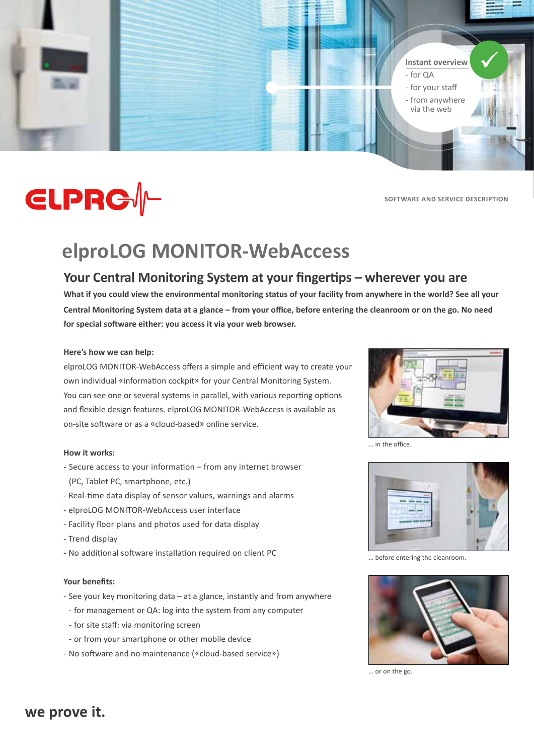Instant overview
- for QA
- for your staff
- from anywhere via the web

SOFTWARE AND SERVICE DESCRIPTION

# elproLOG MONITOR-WebAccess

## Your Central Monitoring System at your fingertips – wherever you are

**What if you could view the environmental monitoring status of your facility from anywhere in the world? See all your Central Monitoring System data at a glance – from your office, before entering the cleanroom or on the go. No need for special software either: you access it via your web browser.**

**Here's how we can help:**

elproLOG MONITOR-WebAccess offers a simple and efficient way to create your own individual «information cockpit» for your Central Monitoring System. You can see one or several systems in parallel, with various reporting options and flexible design features. elproLOG MONITOR-WebAccess is available as on-site software or as a «cloud-based» online service.

**How it works:**

- Secure access to your information – from any internet browser (PC, Tablet PC, smartphone, etc.)
- Real-time data display of sensor values, warnings and alarms
- elproLOG MONITOR-WebAccess user interface
- Facility floor plans and photos used for data display
- Trend display
- No additional software installation required on client PC

**Your benefits:**

- See your key monitoring data – at a glance, instantly and from anywhere
  - for management or QA: log into the system from any computer
  - for site staff: via monitoring screen
  - or from your smartphone or other mobile device
- No software and no maintenance («cloud-based service»)

… in the office.

… before entering the cleanroom.

… or on the go.

**we prove it.**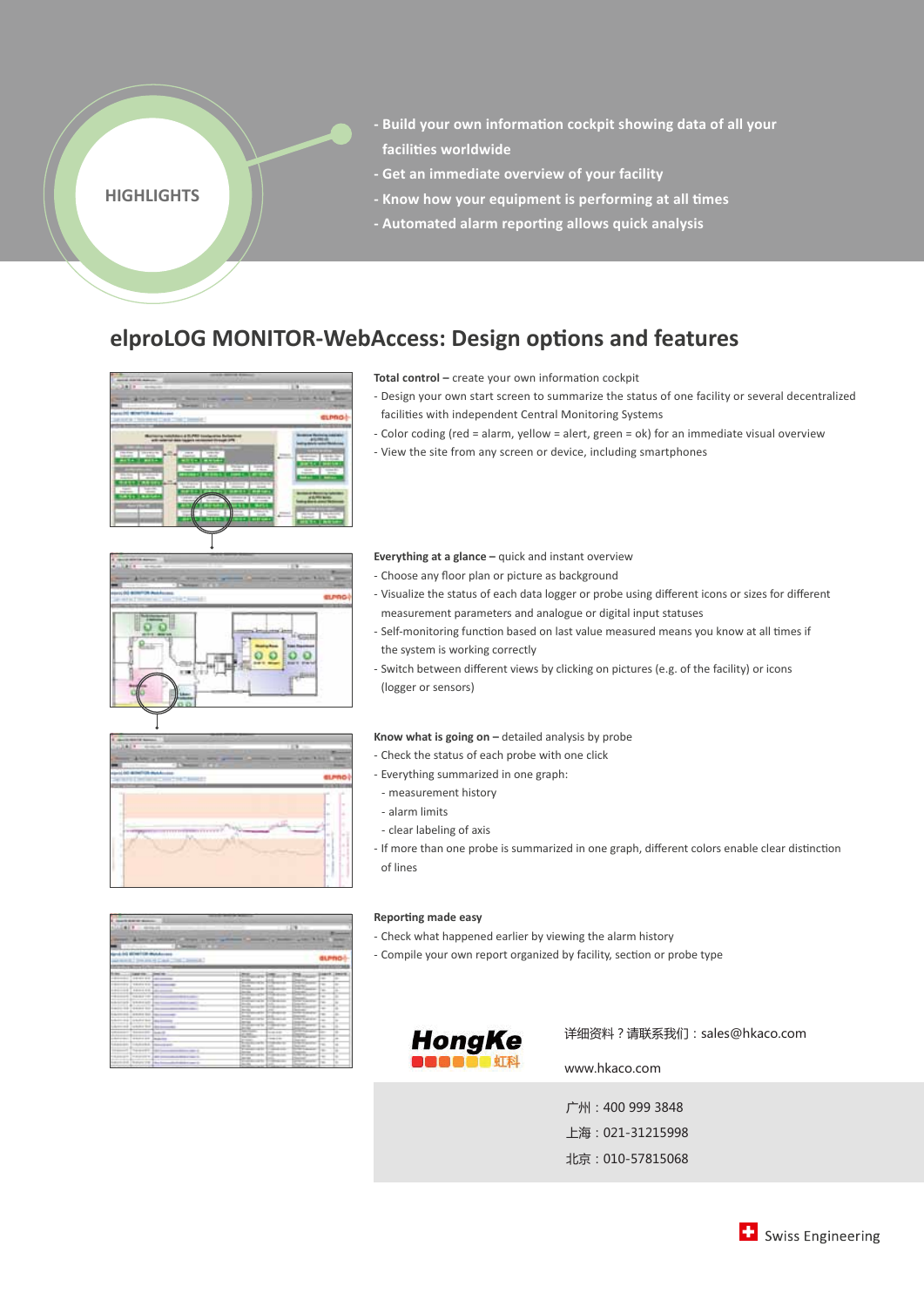HIGHLIGHTS

- Build your own information cockpit showing data of all your facilities worldwide
- Get an immediate overview of your facility
- Know how your equipment is performing at all times
- Automated alarm reporting allows quick analysis

## elproLOG MONITOR-WebAccess: Design options and features

**Total control –** create your own information cockpit

- Design your own start screen to summarize the status of one facility or several decentralized facilities with independent Central Monitoring Systems
- Color coding (red = alarm, yellow = alert, green = ok) for an immediate visual overview
- View the site from any screen or device, including smartphones

**Everything at a glance –** quick and instant overview

- Choose any floor plan or picture as background
- Visualize the status of each data logger or probe using different icons or sizes for different measurement parameters and analogue or digital input statuses
- Self-monitoring function based on last value measured means you know at all times if the system is working correctly
- Switch between different views by clicking on pictures (e.g. of the facility) or icons (logger or sensors)

**Know what is going on –** detailed analysis by probe

- Check the status of each probe with one click
- Everything summarized in one graph:
  - measurement history
  - alarm limits
  - clear labeling of axis
- If more than one probe is summarized in one graph, different colors enable clear distinction of lines

**Reporting made easy**

- Check what happened earlier by viewing the alarm history
- Compile your own report organized by facility, section or probe type

HongKe 虹科

详细资料？请联系我们：sales@hkaco.com

www.hkaco.com

广州：400 999 3848

上海：021-31215998

北京：010-57815068

Swiss Engineering